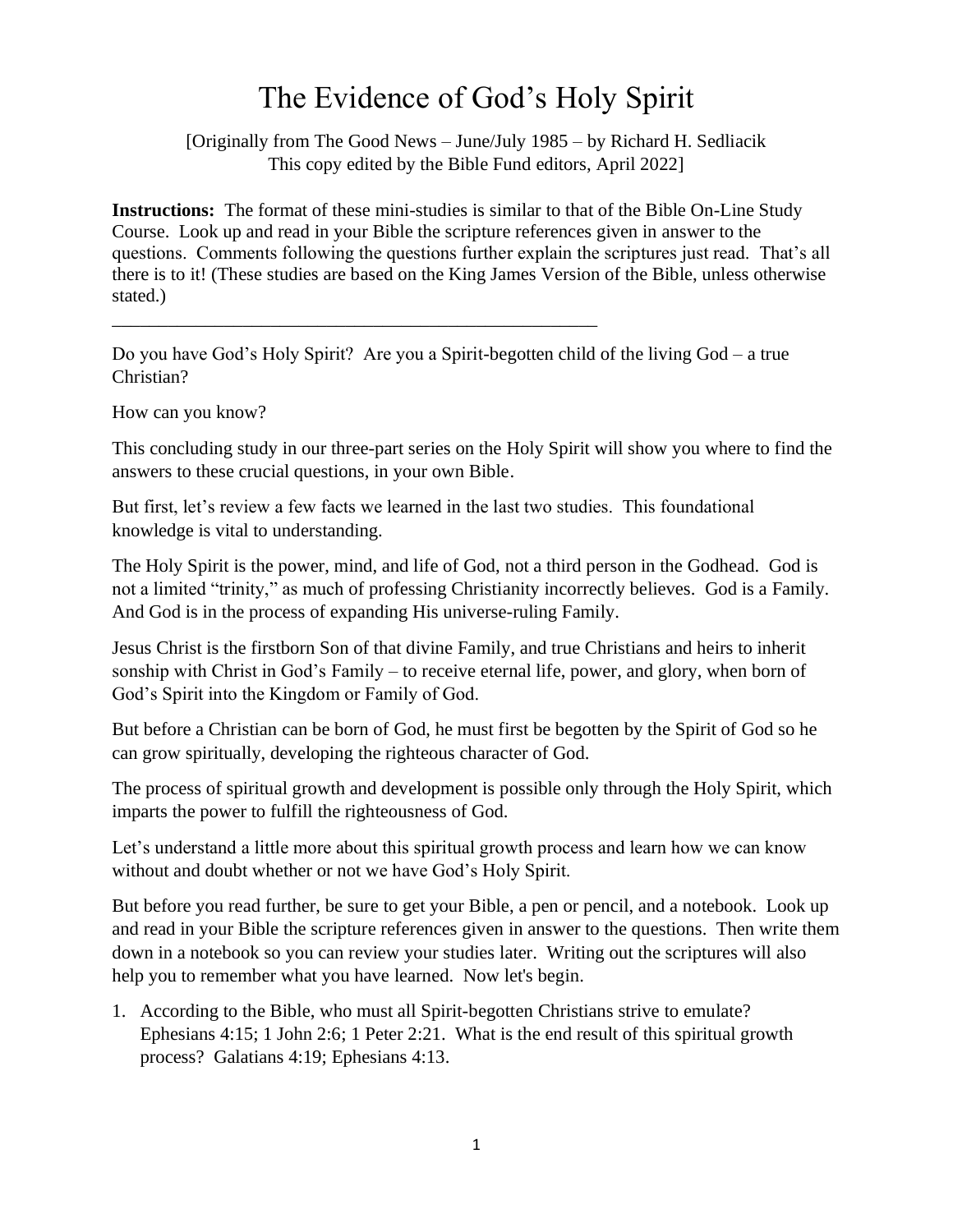# The Evidence of God's Holy Spirit

[Originally from The Good News – June/July 1985 – by Richard H. Sedliacik
This copy edited by the Bible Fund editors, April 2022]

**Instructions:** The format of these mini-studies is similar to that of the Bible On-Line Study Course. Look up and read in your Bible the scripture references given in answer to the questions. Comments following the questions further explain the scriptures just read. That's all there is to it! (These studies are based on the King James Version of the Bible, unless otherwise stated.)

---

Do you have God's Holy Spirit? Are you a Spirit-begotten child of the living God – a true Christian?

How can you know?

This concluding study in our three-part series on the Holy Spirit will show you where to find the answers to these crucial questions, in your own Bible.

But first, let's review a few facts we learned in the last two studies. This foundational knowledge is vital to understanding.

The Holy Spirit is the power, mind, and life of God, not a third person in the Godhead. God is not a limited "trinity," as much of professing Christianity incorrectly believes. God is a Family. And God is in the process of expanding His universe-ruling Family.

Jesus Christ is the firstborn Son of that divine Family, and true Christians and heirs to inherit sonship with Christ in God's Family – to receive eternal life, power, and glory, when born of God's Spirit into the Kingdom or Family of God.

But before a Christian can be born of God, he must first be begotten by the Spirit of God so he can grow spiritually, developing the righteous character of God.

The process of spiritual growth and development is possible only through the Holy Spirit, which imparts the power to fulfill the righteousness of God.

Let's understand a little more about this spiritual growth process and learn how we can know without and doubt whether or not we have God's Holy Spirit.

But before you read further, be sure to get your Bible, a pen or pencil, and a notebook. Look up and read in your Bible the scripture references given in answer to the questions. Then write them down in a notebook so you can review your studies later. Writing out the scriptures will also help you to remember what you have learned. Now let's begin.

1. According to the Bible, who must all Spirit-begotten Christians strive to emulate? Ephesians 4:15; 1 John 2:6; 1 Peter 2:21. What is the end result of this spiritual growth process? Galatians 4:19; Ephesians 4:13.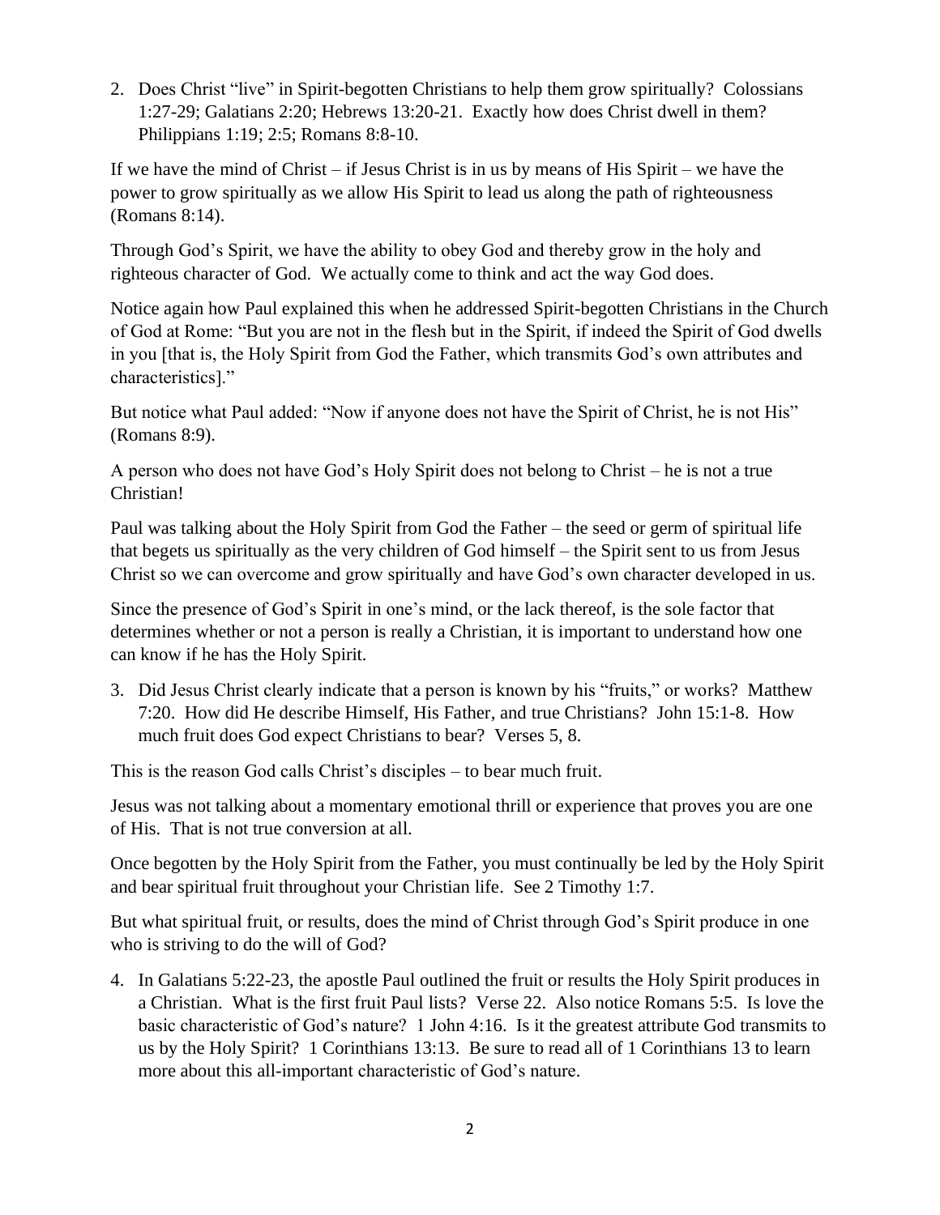2. Does Christ "live" in Spirit-begotten Christians to help them grow spiritually? Colossians 1:27-29; Galatians 2:20; Hebrews 13:20-21. Exactly how does Christ dwell in them? Philippians 1:19; 2:5; Romans 8:8-10.

If we have the mind of Christ – if Jesus Christ is in us by means of His Spirit – we have the power to grow spiritually as we allow His Spirit to lead us along the path of righteousness (Romans 8:14).

Through God's Spirit, we have the ability to obey God and thereby grow in the holy and righteous character of God. We actually come to think and act the way God does.

Notice again how Paul explained this when he addressed Spirit-begotten Christians in the Church of God at Rome: "But you are not in the flesh but in the Spirit, if indeed the Spirit of God dwells in you [that is, the Holy Spirit from God the Father, which transmits God's own attributes and characteristics]."

But notice what Paul added: "Now if anyone does not have the Spirit of Christ, he is not His" (Romans 8:9).

A person who does not have God's Holy Spirit does not belong to Christ – he is not a true Christian!

Paul was talking about the Holy Spirit from God the Father – the seed or germ of spiritual life that begets us spiritually as the very children of God himself – the Spirit sent to us from Jesus Christ so we can overcome and grow spiritually and have God's own character developed in us.

Since the presence of God's Spirit in one's mind, or the lack thereof, is the sole factor that determines whether or not a person is really a Christian, it is important to understand how one can know if he has the Holy Spirit.

3. Did Jesus Christ clearly indicate that a person is known by his "fruits," or works? Matthew 7:20. How did He describe Himself, His Father, and true Christians? John 15:1-8. How much fruit does God expect Christians to bear? Verses 5, 8.

This is the reason God calls Christ's disciples – to bear much fruit.

Jesus was not talking about a momentary emotional thrill or experience that proves you are one of His. That is not true conversion at all.

Once begotten by the Holy Spirit from the Father, you must continually be led by the Holy Spirit and bear spiritual fruit throughout your Christian life. See 2 Timothy 1:7.

But what spiritual fruit, or results, does the mind of Christ through God's Spirit produce in one who is striving to do the will of God?

4. In Galatians 5:22-23, the apostle Paul outlined the fruit or results the Holy Spirit produces in a Christian. What is the first fruit Paul lists? Verse 22. Also notice Romans 5:5. Is love the basic characteristic of God's nature? 1 John 4:16. Is it the greatest attribute God transmits to us by the Holy Spirit? 1 Corinthians 13:13. Be sure to read all of 1 Corinthians 13 to learn more about this all-important characteristic of God's nature.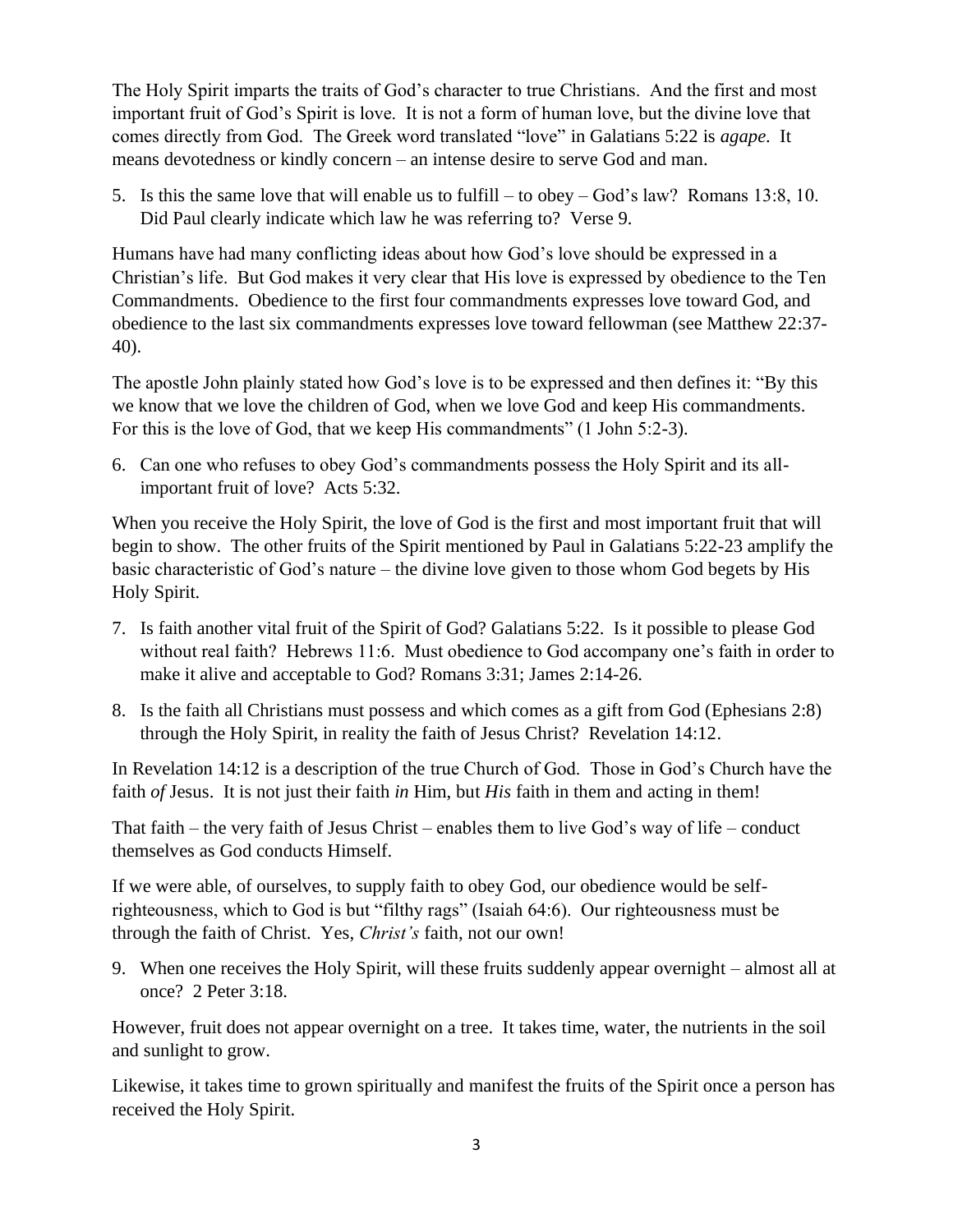The Holy Spirit imparts the traits of God's character to true Christians. And the first and most important fruit of God's Spirit is love. It is not a form of human love, but the divine love that comes directly from God. The Greek word translated "love" in Galatians 5:22 is *agape*. It means devotedness or kindly concern – an intense desire to serve God and man.

5. Is this the same love that will enable us to fulfill – to obey – God's law? Romans 13:8, 10. Did Paul clearly indicate which law he was referring to? Verse 9.

Humans have had many conflicting ideas about how God's love should be expressed in a Christian's life. But God makes it very clear that His love is expressed by obedience to the Ten Commandments. Obedience to the first four commandments expresses love toward God, and obedience to the last six commandments expresses love toward fellowman (see Matthew 22:37-40).

The apostle John plainly stated how God's love is to be expressed and then defines it: "By this we know that we love the children of God, when we love God and keep His commandments. For this is the love of God, that we keep His commandments" (1 John 5:2-3).

6. Can one who refuses to obey God's commandments possess the Holy Spirit and its all-important fruit of love? Acts 5:32.

When you receive the Holy Spirit, the love of God is the first and most important fruit that will begin to show. The other fruits of the Spirit mentioned by Paul in Galatians 5:22-23 amplify the basic characteristic of God's nature – the divine love given to those whom God begets by His Holy Spirit.

7. Is faith another vital fruit of the Spirit of God? Galatians 5:22. Is it possible to please God without real faith? Hebrews 11:6. Must obedience to God accompany one's faith in order to make it alive and acceptable to God? Romans 3:31; James 2:14-26.

8. Is the faith all Christians must possess and which comes as a gift from God (Ephesians 2:8) through the Holy Spirit, in reality the faith of Jesus Christ? Revelation 14:12.

In Revelation 14:12 is a description of the true Church of God. Those in God's Church have the faith *of* Jesus. It is not just their faith *in* Him, but *His* faith in them and acting in them!

That faith – the very faith of Jesus Christ – enables them to live God's way of life – conduct themselves as God conducts Himself.

If we were able, of ourselves, to supply faith to obey God, our obedience would be self-righteousness, which to God is but "filthy rags" (Isaiah 64:6). Our righteousness must be through the faith of Christ. Yes, *Christ's* faith, not our own!

9. When one receives the Holy Spirit, will these fruits suddenly appear overnight – almost all at once? 2 Peter 3:18.

However, fruit does not appear overnight on a tree. It takes time, water, the nutrients in the soil and sunlight to grow.

Likewise, it takes time to grown spiritually and manifest the fruits of the Spirit once a person has received the Holy Spirit.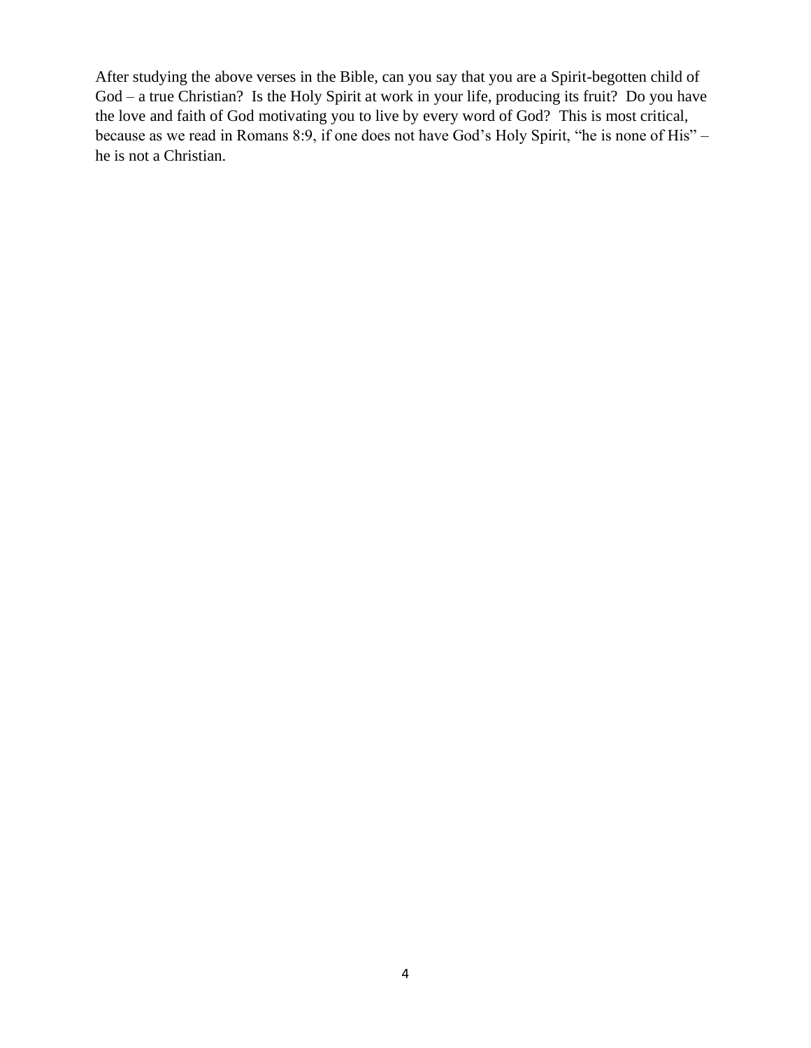After studying the above verses in the Bible, can you say that you are a Spirit-begotten child of God – a true Christian? Is the Holy Spirit at work in your life, producing its fruit? Do you have the love and faith of God motivating you to live by every word of God? This is most critical, because as we read in Romans 8:9, if one does not have God's Holy Spirit, "he is none of His" – he is not a Christian.